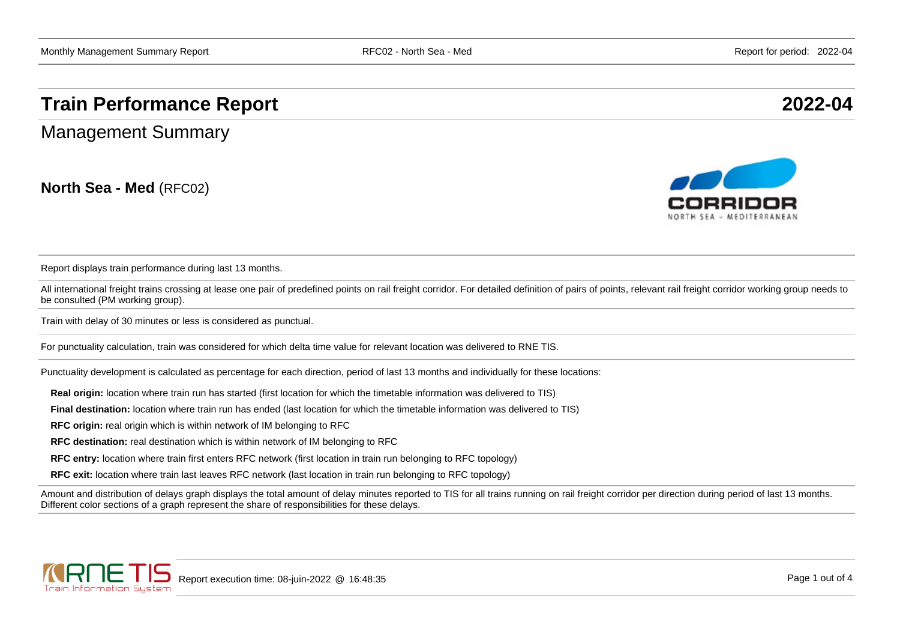# Train Performance Report 2022-04

## Management Summary

**North Sea - Med** (RFC02)

Report displays train performance during last 13 months.

All international freight trains crossing at lease one pair of predefined points on rail freight corridor. For detailed definition of pairs of points, relevant rail freight corridor working group needs to be consulted (PM working group).

Train with delay of 30 minutes or less is considered as punctual.

For punctuality calculation, train was considered for which delta time value for relevant location was delivered to RNE TIS.

Punctuality development is calculated as percentage for each direction, period of last 13 months and individually for these locations:

**Real origin:** location where train run has started (first location for which the timetable information was delivered to TIS)

**Final destination:** location where train run has ended (last location for which the timetable information was delivered to TIS)

**RFC origin:** real origin which is within network of IM belonging to RFC

**RFC destination:** real destination which is within network of IM belonging to RFC

**RFC entry:** location where train first enters RFC network (first location in train run belonging to RFC topology)

**RFC exit:** location where train last leaves RFC network (last location in train run belonging to RFC topology)

Amount and distribution of delays graph displays the total amount of delay minutes reported to TIS for all trains running on rail freight corridor per direction during period of last 13 months. Different color sections of a graph represent the share of responsibilities for these delays.

Report execution time: 08-juin-2022 @ 16:48:35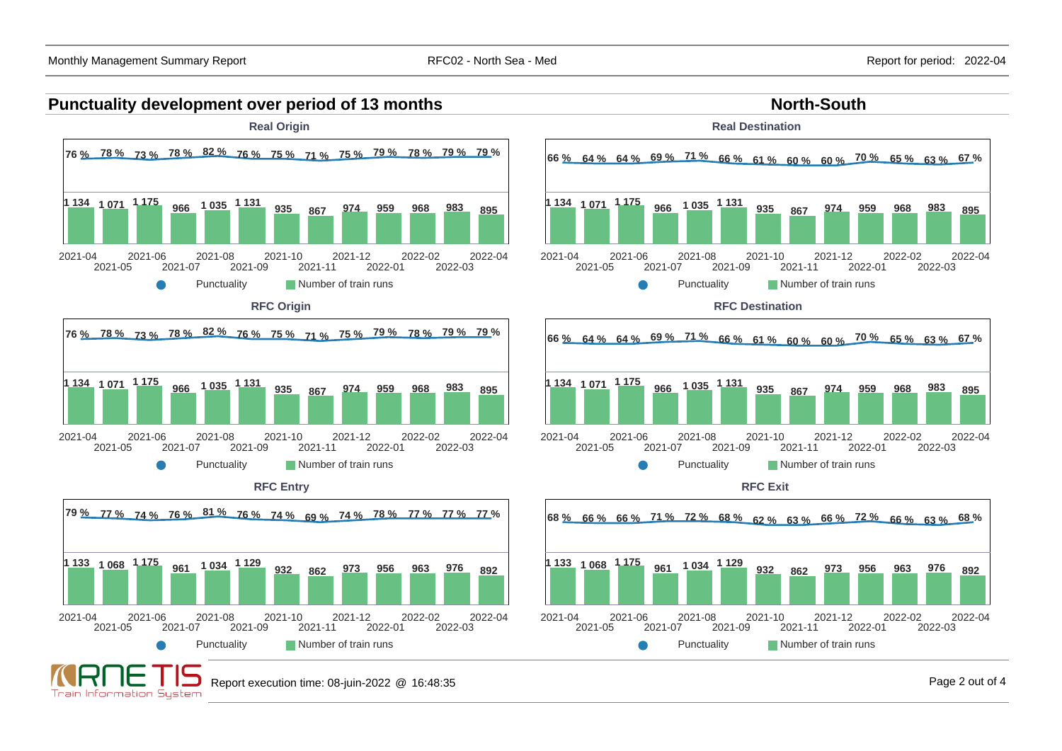## Punctuality development over period of 13 months

## North-South

### Real Origin

| Month | 2021-04 | 2021-05 | 2021-06 | 2021-07 | 2021-08 | 2021-09 | 2021-10 | 2021-11 | 2021-12 | 2022-01 | 2022-02 | 2022-03 | 2022-04 |
|---|---|---|---|---|---|---|---|---|---|---|---|---|---|
| Punctuality | 76 % | 78 % | 73 % | 78 % | 82 % | 76 % | 75 % | 71 % | 75 % | 79 % | 78 % | 79 % | 79 % |
| Number of train runs | 1 134 | 1 071 | 1 175 | 966 | 1 035 | 1 131 | 935 | 867 | 974 | 959 | 968 | 983 | 895 |

### Real Destination

| Month | 2021-04 | 2021-05 | 2021-06 | 2021-07 | 2021-08 | 2021-09 | 2021-10 | 2021-11 | 2021-12 | 2022-01 | 2022-02 | 2022-03 | 2022-04 |
|---|---|---|---|---|---|---|---|---|---|---|---|---|---|
| Punctuality | 66 % | 64 % | 64 % | 69 % | 71 % | 66 % | 61 % | 60 % | 60 % | 70 % | 65 % | 63 % | 67 % |
| Number of train runs | 1 134 | 1 071 | 1 175 | 966 | 1 035 | 1 131 | 935 | 867 | 974 | 959 | 968 | 983 | 895 |

### RFC Origin

| Month | 2021-04 | 2021-05 | 2021-06 | 2021-07 | 2021-08 | 2021-09 | 2021-10 | 2021-11 | 2021-12 | 2022-01 | 2022-02 | 2022-03 | 2022-04 |
|---|---|---|---|---|---|---|---|---|---|---|---|---|---|
| Punctuality | 76 % | 78 % | 73 % | 78 % | 82 % | 76 % | 75 % | 71 % | 75 % | 79 % | 78 % | 79 % | 79 % |
| Number of train runs | 1 134 | 1 071 | 1 175 | 966 | 1 035 | 1 131 | 935 | 867 | 974 | 959 | 968 | 983 | 895 |

### RFC Destination

| Month | 2021-04 | 2021-05 | 2021-06 | 2021-07 | 2021-08 | 2021-09 | 2021-10 | 2021-11 | 2021-12 | 2022-01 | 2022-02 | 2022-03 | 2022-04 |
|---|---|---|---|---|---|---|---|---|---|---|---|---|---|
| Punctuality | 66 % | 64 % | 64 % | 69 % | 71 % | 66 % | 61 % | 60 % | 60 % | 70 % | 65 % | 63 % | 67 % |
| Number of train runs | 1 134 | 1 071 | 1 175 | 966 | 1 035 | 1 131 | 935 | 867 | 974 | 959 | 968 | 983 | 895 |

### RFC Entry

| Month | 2021-04 | 2021-05 | 2021-06 | 2021-07 | 2021-08 | 2021-09 | 2021-10 | 2021-11 | 2021-12 | 2022-01 | 2022-02 | 2022-03 | 2022-04 |
|---|---|---|---|---|---|---|---|---|---|---|---|---|---|
| Punctuality | 79 % | 77 % | 74 % | 76 % | 81 % | 76 % | 74 % | 69 % | 74 % | 78 % | 77 % | 77 % | 77 % |
| Number of train runs | 1 133 | 1 068 | 1 175 | 961 | 1 034 | 1 129 | 932 | 862 | 973 | 956 | 963 | 976 | 892 |

### RFC Exit

| Month | 2021-04 | 2021-05 | 2021-06 | 2021-07 | 2021-08 | 2021-09 | 2021-10 | 2021-11 | 2021-12 | 2022-01 | 2022-02 | 2022-03 | 2022-04 |
|---|---|---|---|---|---|---|---|---|---|---|---|---|---|
| Punctuality | 68 % | 66 % | 66 % | 71 % | 72 % | 68 % | 62 % | 63 % | 66 % | 72 % | 66 % | 63 % | 68 % |
| Number of train runs | 1 133 | 1 068 | 1 175 | 961 | 1 034 | 1 129 | 932 | 862 | 973 | 956 | 963 | 976 | 892 |

Report execution time: 08-juin-2022 @ 16:48:35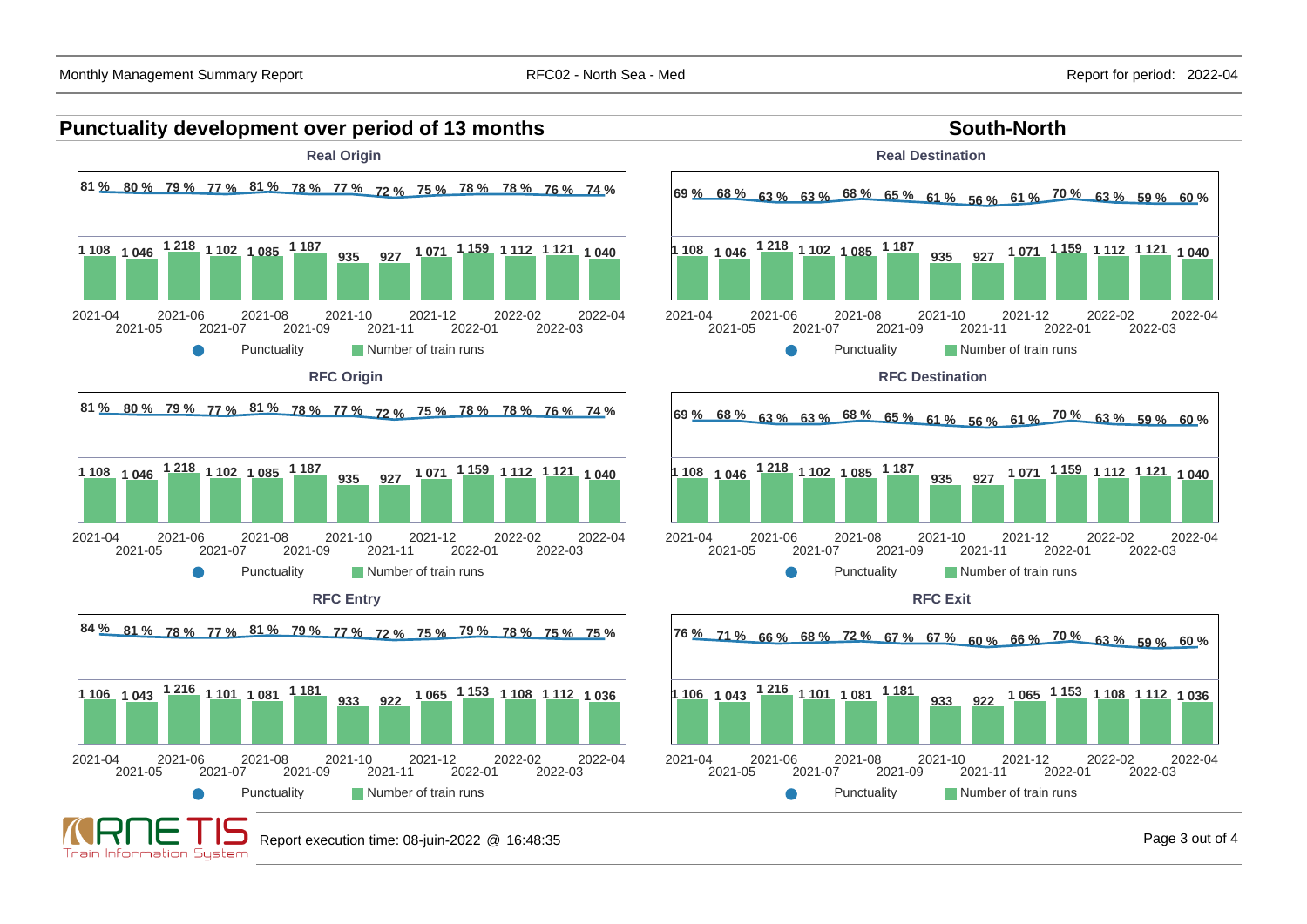## Punctuality development over period of 13 months

## South-North

### Real Origin

| Month | 2021-04 | 2021-05 | 2021-06 | 2021-07 | 2021-08 | 2021-09 | 2021-10 | 2021-11 | 2021-12 | 2022-01 | 2022-02 | 2022-03 | 2022-04 |
|---|---|---|---|---|---|---|---|---|---|---|---|---|---|
| Punctuality | 81 % | 80 % | 79 % | 77 % | 81 % | 78 % | 77 % | 72 % | 75 % | 78 % | 78 % | 76 % | 74 % |
| Number of train runs | 1 108 | 1 046 | 1 218 | 1 102 | 1 085 | 1 187 | 935 | 927 | 1 071 | 1 159 | 1 112 | 1 121 | 1 040 |

### Real Destination

| Month | 2021-04 | 2021-05 | 2021-06 | 2021-07 | 2021-08 | 2021-09 | 2021-10 | 2021-11 | 2021-12 | 2022-01 | 2022-02 | 2022-03 | 2022-04 |
|---|---|---|---|---|---|---|---|---|---|---|---|---|---|
| Punctuality | 69 % | 68 % | 63 % | 63 % | 68 % | 65 % | 61 % | 56 % | 61 % | 70 % | 63 % | 59 % | 60 % |
| Number of train runs | 1 108 | 1 046 | 1 218 | 1 102 | 1 085 | 1 187 | 935 | 927 | 1 071 | 1 159 | 1 112 | 1 121 | 1 040 |

### RFC Origin

| Month | 2021-04 | 2021-05 | 2021-06 | 2021-07 | 2021-08 | 2021-09 | 2021-10 | 2021-11 | 2021-12 | 2022-01 | 2022-02 | 2022-03 | 2022-04 |
|---|---|---|---|---|---|---|---|---|---|---|---|---|---|
| Punctuality | 81 % | 80 % | 79 % | 77 % | 81 % | 78 % | 77 % | 72 % | 75 % | 78 % | 78 % | 76 % | 74 % |
| Number of train runs | 1 108 | 1 046 | 1 218 | 1 102 | 1 085 | 1 187 | 935 | 927 | 1 071 | 1 159 | 1 112 | 1 121 | 1 040 |

### RFC Destination

| Month | 2021-04 | 2021-05 | 2021-06 | 2021-07 | 2021-08 | 2021-09 | 2021-10 | 2021-11 | 2021-12 | 2022-01 | 2022-02 | 2022-03 | 2022-04 |
|---|---|---|---|---|---|---|---|---|---|---|---|---|---|
| Punctuality | 69 % | 68 % | 63 % | 63 % | 68 % | 65 % | 61 % | 56 % | 61 % | 70 % | 63 % | 59 % | 60 % |
| Number of train runs | 1 108 | 1 046 | 1 218 | 1 102 | 1 085 | 1 187 | 935 | 927 | 1 071 | 1 159 | 1 112 | 1 121 | 1 040 |

### RFC Entry

| Month | 2021-04 | 2021-05 | 2021-06 | 2021-07 | 2021-08 | 2021-09 | 2021-10 | 2021-11 | 2021-12 | 2022-01 | 2022-02 | 2022-03 | 2022-04 |
|---|---|---|---|---|---|---|---|---|---|---|---|---|---|
| Punctuality | 84 % | 81 % | 78 % | 77 % | 81 % | 79 % | 77 % | 72 % | 75 % | 79 % | 78 % | 75 % | 75 % |
| Number of train runs | 1 106 | 1 043 | 1 216 | 1 101 | 1 081 | 1 181 | 933 | 922 | 1 065 | 1 153 | 1 108 | 1 112 | 1 036 |

### RFC Exit

| Month | 2021-04 | 2021-05 | 2021-06 | 2021-07 | 2021-08 | 2021-09 | 2021-10 | 2021-11 | 2021-12 | 2022-01 | 2022-02 | 2022-03 | 2022-04 |
|---|---|---|---|---|---|---|---|---|---|---|---|---|---|
| Punctuality | 76 % | 71 % | 66 % | 68 % | 72 % | 67 % | 67 % | 60 % | 66 % | 70 % | 63 % | 59 % | 60 % |
| Number of train runs | 1 106 | 1 043 | 1 216 | 1 101 | 1 081 | 1 181 | 933 | 922 | 1 065 | 1 153 | 1 108 | 1 112 | 1 036 |

Report execution time: 08-juin-2022 @ 16:48:35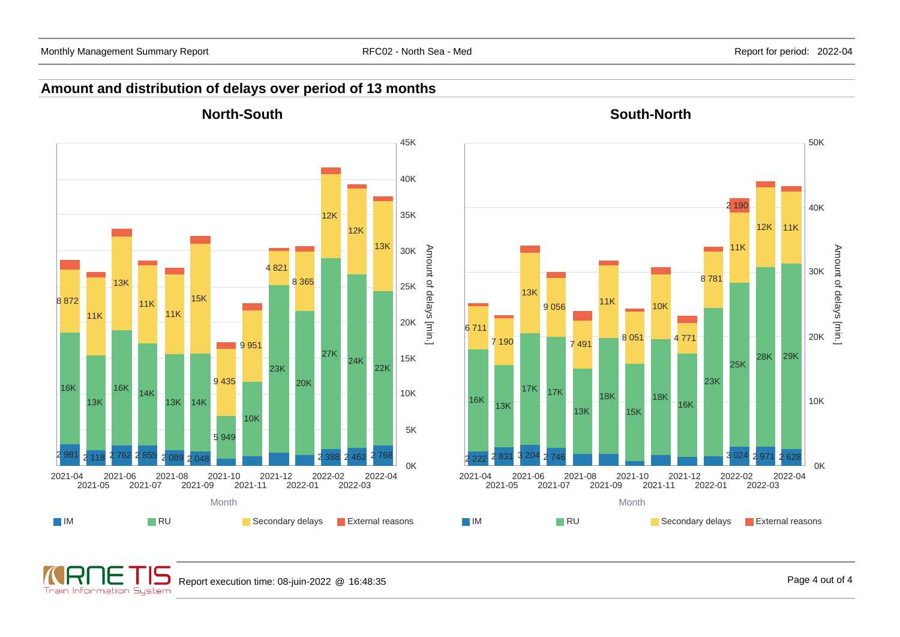## Amount and distribution of delays over period of 13 months

### North-South

Amount of delays [min.]

45K
40K
35K
30K
25K
20K
15K
10K
5K
0K

2021-04
2021-05
2021-06
2021-07
2021-08
2021-09
2021-10
2021-11
2021-12
2022-01
2022-02
2022-03
2022-04

Month

2 981, 16K, 8 872
2 118, 13K, 11K
2 762, 16K, 13K
2 855, 14K, 11K
2 089, 13K, 11K
2 048, 14K, 15K
5 949, 9 435
10K, 9 951
23K, 4 821
20K, 8 365
2 388, 27K, 12K
2 462, 24K, 12K
2 768, 22K, 13K

IM
RU
Secondary delays
External reasons

### South-North

Amount of delays [min.]

50K
40K
30K
20K
10K
0K

2021-04
2021-05
2021-06
2021-07
2021-08
2021-09
2021-10
2021-11
2021-12
2022-01
2022-02
2022-03
2022-04

Month

2 222, 16K, 6 711
2 831, 13K, 7 190
3 204, 17K, 13K
2 746, 17K, 9 056
13K, 7 491
18K, 11K
15K, 8 051
18K, 10K
16K, 4 771
23K, 8 781
3 024, 25K, 11K, 2 190
2 971, 28K, 12K
2 628, 29K, 11K

IM
RU
Secondary delays
External reasons

Report execution time: 08-juin-2022 @ 16:48:35